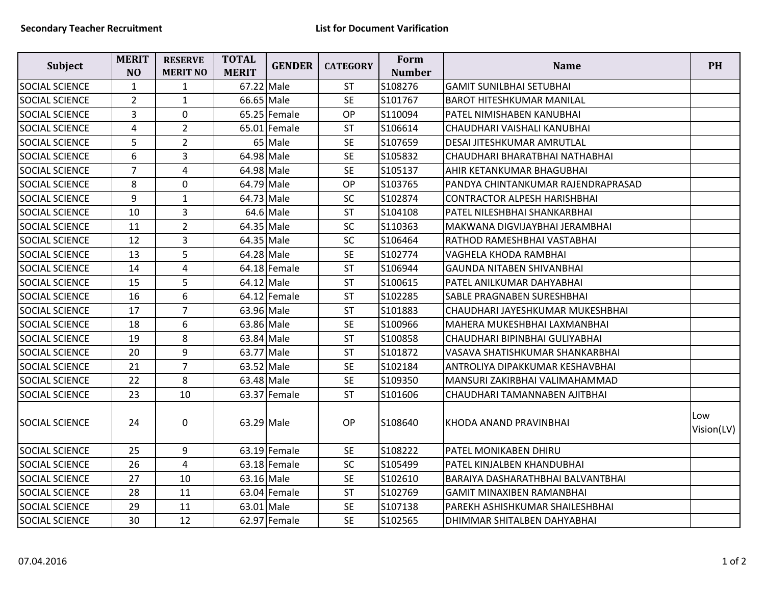**Secondary Teacher Recruitment** **List for Document Varification**

| Subject | MERIT NO | RESERVE MERIT NO | TOTAL MERIT | GENDER | CATEGORY | Form Number | Name | PH |
|---|---|---|---|---|---|---|---|---|
| SOCIAL SCIENCE | 1 | 1 | 67.22 | Male | ST | S108276 | GAMIT SUNILBHAI SETUBHAI | |
| SOCIAL SCIENCE | 2 | 1 | 66.65 | Male | SE | S101767 | BAROT HITESHKUMAR MANILAL | |
| SOCIAL SCIENCE | 3 | 0 | 65.25 | Female | OP | S110094 | PATEL NIMISHABEN KANUBHAI | |
| SOCIAL SCIENCE | 4 | 2 | 65.01 | Female | ST | S106614 | CHAUDHARI VAISHALI KANUBHAI | |
| SOCIAL SCIENCE | 5 | 2 | 65 | Male | SE | S107659 | DESAI JITESHKUMAR AMRUTLAL | |
| SOCIAL SCIENCE | 6 | 3 | 64.98 | Male | SE | S105832 | CHAUDHARI BHARATBHAI NATHABHAI | |
| SOCIAL SCIENCE | 7 | 4 | 64.98 | Male | SE | S105137 | AHIR KETANKUMAR BHAGUBHAI | |
| SOCIAL SCIENCE | 8 | 0 | 64.79 | Male | OP | S103765 | PANDYA CHINTANKUMAR RAJENDRAPRASAD | |
| SOCIAL SCIENCE | 9 | 1 | 64.73 | Male | SC | S102874 | CONTRACTOR ALPESH HARISHBHAI | |
| SOCIAL SCIENCE | 10 | 3 | 64.6 | Male | ST | S104108 | PATEL NILESHBHAI SHANKARBHAI | |
| SOCIAL SCIENCE | 11 | 2 | 64.35 | Male | SC | S110363 | MAKWANA DIGVIJAYBHAI JERAMBHAI | |
| SOCIAL SCIENCE | 12 | 3 | 64.35 | Male | SC | S106464 | RATHOD RAMESHBHAI VASTABHAI | |
| SOCIAL SCIENCE | 13 | 5 | 64.28 | Male | SE | S102774 | VAGHELA KHODA RAMBHAI | |
| SOCIAL SCIENCE | 14 | 4 | 64.18 | Female | ST | S106944 | GAUNDA NITABEN SHIVANBHAI | |
| SOCIAL SCIENCE | 15 | 5 | 64.12 | Male | ST | S100615 | PATEL ANILKUMAR DAHYABHAI | |
| SOCIAL SCIENCE | 16 | 6 | 64.12 | Female | ST | S102285 | SABLE PRAGNABEN SURESHBHAI | |
| SOCIAL SCIENCE | 17 | 7 | 63.96 | Male | ST | S101883 | CHAUDHARI JAYESHKUMAR MUKESHBHAI | |
| SOCIAL SCIENCE | 18 | 6 | 63.86 | Male | SE | S100966 | MAHERA MUKESHBHAI LAXMANBHAI | |
| SOCIAL SCIENCE | 19 | 8 | 63.84 | Male | ST | S100858 | CHAUDHARI BIPINBHAI GULIYABHAI | |
| SOCIAL SCIENCE | 20 | 9 | 63.77 | Male | ST | S101872 | VASAVA SHATISHKUMAR SHANKARBHAI | |
| SOCIAL SCIENCE | 21 | 7 | 63.52 | Male | SE | S102184 | ANTROLIYA DIPAKKUMAR KESHAVBHAI | |
| SOCIAL SCIENCE | 22 | 8 | 63.48 | Male | SE | S109350 | MANSURI ZAKIRBHAI VALIMAHAMMAD | |
| SOCIAL SCIENCE | 23 | 10 | 63.37 | Female | ST | S101606 | CHAUDHARI TAMANNABEN AJITBHAI | |
| SOCIAL SCIENCE | 24 | 0 | 63.29 | Male | OP | S108640 | KHODA ANAND PRAVINBHAI | Low Vision(LV) |
| SOCIAL SCIENCE | 25 | 9 | 63.19 | Female | SE | S108222 | PATEL MONIKABEN DHIRU | |
| SOCIAL SCIENCE | 26 | 4 | 63.18 | Female | SC | S105499 | PATEL KINJALBEN KHANDUBHAI | |
| SOCIAL SCIENCE | 27 | 10 | 63.16 | Male | SE | S102610 | BARAIYA DASHARATHBHAI BALVANTBHAI | |
| SOCIAL SCIENCE | 28 | 11 | 63.04 | Female | ST | S102769 | GAMIT MINAXIBEN RAMANBHAI | |
| SOCIAL SCIENCE | 29 | 11 | 63.01 | Male | SE | S107138 | PAREKH ASHISHKUMAR SHAILESHBHAI | |
| SOCIAL SCIENCE | 30 | 12 | 62.97 | Female | SE | S102565 | DHIMMAR SHITALBEN DAHYABHAI | |

07.04.2016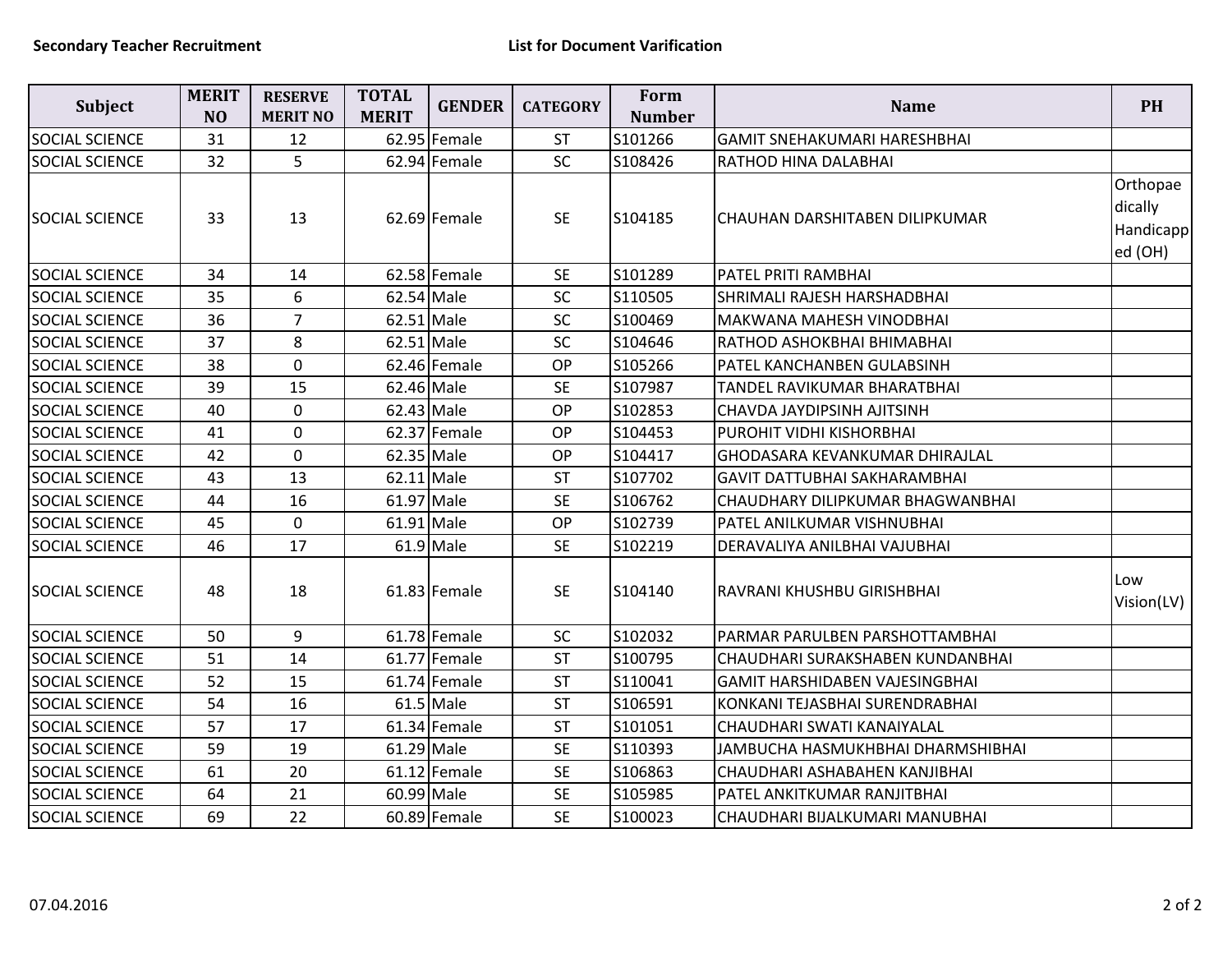**Secondary Teacher Recruitment** **List for Document Varification**

| Subject | MERIT NO | RESERVE MERIT NO | TOTAL MERIT | GENDER | CATEGORY | Form Number | Name | PH |
|---|---|---|---|---|---|---|---|---|
| SOCIAL SCIENCE | 31 | 12 | 62.95 | Female | ST | S101266 | GAMIT SNEHAKUMARI HARESHBHAI | |
| SOCIAL SCIENCE | 32 | 5 | 62.94 | Female | SC | S108426 | RATHOD HINA DALABHAI | |
| SOCIAL SCIENCE | 33 | 13 | 62.69 | Female | SE | S104185 | CHAUHAN DARSHITABEN DILIPKUMAR | Orthopaedically Handicapped (OH) |
| SOCIAL SCIENCE | 34 | 14 | 62.58 | Female | SE | S101289 | PATEL PRITI RAMBHAI | |
| SOCIAL SCIENCE | 35 | 6 | 62.54 | Male | SC | S110505 | SHRIMALI RAJESH HARSHADBHAI | |
| SOCIAL SCIENCE | 36 | 7 | 62.51 | Male | SC | S100469 | MAKWANA MAHESH VINODBHAI | |
| SOCIAL SCIENCE | 37 | 8 | 62.51 | Male | SC | S104646 | RATHOD ASHOKBHAI BHIMABHAI | |
| SOCIAL SCIENCE | 38 | 0 | 62.46 | Female | OP | S105266 | PATEL KANCHANBEN GULABSINH | |
| SOCIAL SCIENCE | 39 | 15 | 62.46 | Male | SE | S107987 | TANDEL RAVIKUMAR BHARATBHAI | |
| SOCIAL SCIENCE | 40 | 0 | 62.43 | Male | OP | S102853 | CHAVDA JAYDIPSINH AJITSINH | |
| SOCIAL SCIENCE | 41 | 0 | 62.37 | Female | OP | S104453 | PUROHIT VIDHI KISHORBHAI | |
| SOCIAL SCIENCE | 42 | 0 | 62.35 | Male | OP | S104417 | GHODASARA KEVANKUMAR DHIRAJLAL | |
| SOCIAL SCIENCE | 43 | 13 | 62.11 | Male | ST | S107702 | GAVIT DATTUBHAI SAKHARAMBHAI | |
| SOCIAL SCIENCE | 44 | 16 | 61.97 | Male | SE | S106762 | CHAUDHARY DILIPKUMAR BHAGWANBHAI | |
| SOCIAL SCIENCE | 45 | 0 | 61.91 | Male | OP | S102739 | PATEL ANILKUMAR VISHNUBHAI | |
| SOCIAL SCIENCE | 46 | 17 | 61.9 | Male | SE | S102219 | DERAVALIYA ANILBHAI VAJUBHAI | |
| SOCIAL SCIENCE | 48 | 18 | 61.83 | Female | SE | S104140 | RAVRANI KHUSHBU GIRISHBHAI | Low Vision(LV) |
| SOCIAL SCIENCE | 50 | 9 | 61.78 | Female | SC | S102032 | PARMAR PARULBEN PARSHOTTAMBHAI | |
| SOCIAL SCIENCE | 51 | 14 | 61.77 | Female | ST | S100795 | CHAUDHARI SURAKSHABEN KUNDANBHAI | |
| SOCIAL SCIENCE | 52 | 15 | 61.74 | Female | ST | S110041 | GAMIT HARSHIDABEN VAJESINGBHAI | |
| SOCIAL SCIENCE | 54 | 16 | 61.5 | Male | ST | S106591 | KONKANI TEJASBHAI SURENDRABHAI | |
| SOCIAL SCIENCE | 57 | 17 | 61.34 | Female | ST | S101051 | CHAUDHARI SWATI KANAIYALAL | |
| SOCIAL SCIENCE | 59 | 19 | 61.29 | Male | SE | S110393 | JAMBUCHA HASMUKHBHAI DHARMSHIBHAI | |
| SOCIAL SCIENCE | 61 | 20 | 61.12 | Female | SE | S106863 | CHAUDHARI ASHABAHEN KANJIBHAI | |
| SOCIAL SCIENCE | 64 | 21 | 60.99 | Male | SE | S105985 | PATEL ANKITKUMAR RANJITBHAI | |
| SOCIAL SCIENCE | 69 | 22 | 60.89 | Female | SE | S100023 | CHAUDHARI BIJALKUMARI MANUBHAI | |

07.04.2016